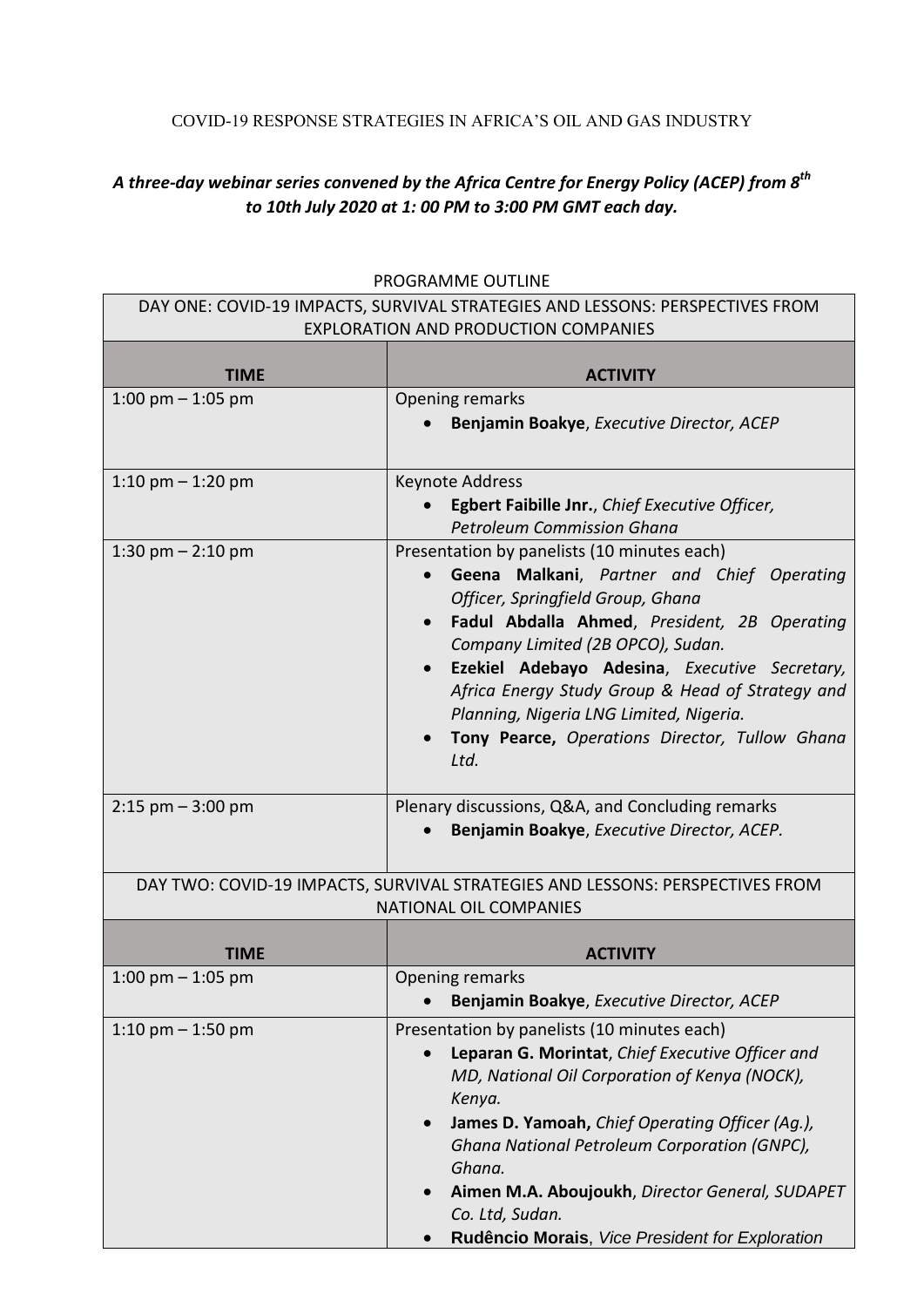# COVID-19 RESPONSE STRATEGIES IN AFRICA'S OIL AND GAS INDUSTRY

***A three-day webinar series convened by the Africa Centre for Energy Policy (ACEP) from 8th to 10th July 2020 at 1: 00 PM to 3:00 PM GMT each day.***

PROGRAMME OUTLINE

| DAY ONE: COVID-19 IMPACTS, SURVIVAL STRATEGIES AND LESSONS: PERSPECTIVES FROM EXPLORATION AND PRODUCTION COMPANIES | |
|---|---|
| **TIME** | **ACTIVITY** |
| 1:00 pm – 1:05 pm | Opening remarks<br>• **Benjamin Boakye**, *Executive Director, ACEP* |
| 1:10 pm – 1:20 pm | Keynote Address<br>• **Egbert Faibille Jnr.**, *Chief Executive Officer, Petroleum Commission Ghana* |
| 1:30 pm – 2:10 pm | Presentation by panelists (10 minutes each)<br>• **Geena Malkani**, *Partner and Chief Operating Officer, Springfield Group, Ghana*<br>• **Fadul Abdalla Ahmed**, *President, 2B Operating Company Limited (2B OPCO), Sudan.*<br>• **Ezekiel Adebayo Adesina**, *Executive Secretary, Africa Energy Study Group & Head of Strategy and Planning, Nigeria LNG Limited, Nigeria.*<br>• **Tony Pearce,** *Operations Director, Tullow Ghana Ltd.* |
| 2:15 pm – 3:00 pm | Plenary discussions, Q&A, and Concluding remarks<br>• **Benjamin Boakye**, *Executive Director, ACEP.* |

| DAY TWO: COVID-19 IMPACTS, SURVIVAL STRATEGIES AND LESSONS: PERSPECTIVES FROM NATIONAL OIL COMPANIES | |
|---|---|
| **TIME** | **ACTIVITY** |
| 1:00 pm – 1:05 pm | Opening remarks<br>• **Benjamin Boakye**, *Executive Director, ACEP* |
| 1:10 pm – 1:50 pm | Presentation by panelists (10 minutes each)<br>• **Leparan G. Morintat**, *Chief Executive Officer and MD, National Oil Corporation of Kenya (NOCK), Kenya.*<br>• **James D. Yamoah,** *Chief Operating Officer (Ag.), Ghana National Petroleum Corporation (GNPC), Ghana.*<br>• **Aimen M.A. Aboujoukh**, *Director General, SUDAPET Co. Ltd, Sudan.*<br>• **Rudêncio Morais**, *Vice President for Exploration* |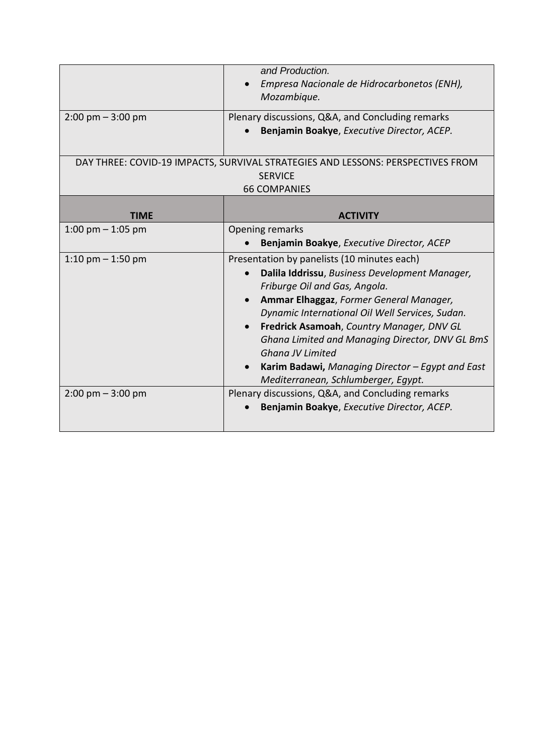| | |
|---|---|
| | *and Production.*<br>• *Empresa Nacionale de Hidrocarbonetos (ENH), Mozambique.* |
| 2:00 pm – 3:00 pm | Plenary discussions, Q&A, and Concluding remarks<br>• **Benjamin Boakye**, *Executive Director, ACEP.* |

DAY THREE: COVID-19 IMPACTS, SURVIVAL STRATEGIES AND LESSONS: PERSPECTIVES FROM SERVICE
66 COMPANIES

| TIME | ACTIVITY |
|---|---|
| 1:00 pm – 1:05 pm | Opening remarks<br>• **Benjamin Boakye**, *Executive Director, ACEP* |
| 1:10 pm – 1:50 pm | Presentation by panelists (10 minutes each)<br>• **Dalila Iddrissu**, *Business Development Manager, Friburge Oil and Gas, Angola.*<br>• **Ammar Elhaggaz**, *Former General Manager, Dynamic International Oil Well Services, Sudan.*<br>• **Fredrick Asamoah**, *Country Manager, DNV GL Ghana Limited and Managing Director, DNV GL BmS Ghana JV Limited*<br>• **Karim Badawi,** *Managing Director – Egypt and East Mediterranean, Schlumberger, Egypt.* |
| 2:00 pm – 3:00 pm | Plenary discussions, Q&A, and Concluding remarks<br>• **Benjamin Boakye**, *Executive Director, ACEP.* |